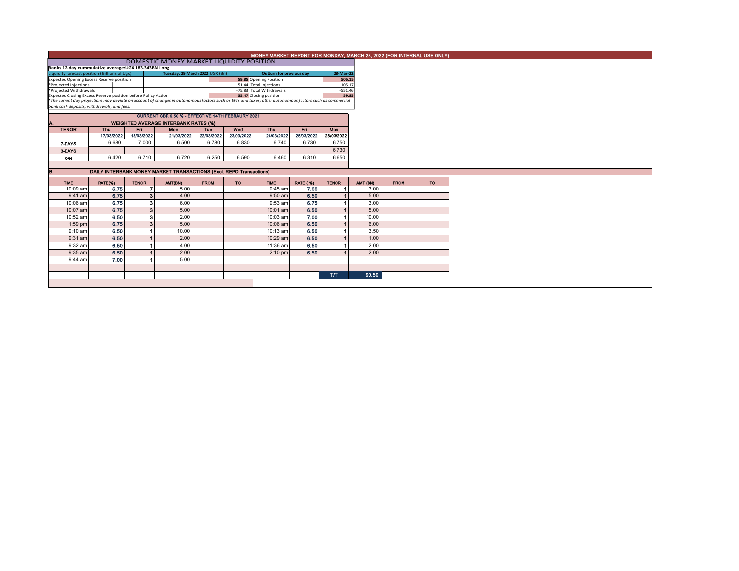# MONEY MARKET REPORT FOR MONDAY, MARCH 28, 2022 (FOR INTERNAL USE ONLY)

## DOMESTIC MONEY MARKET LIQUIDITY POSITION

**Banks 12-day cummulative average:UGX 183.343BN Long**

| Liquidity forecast position (Billions of Ugx) | Tuesday, 29 March 2022 UGX (Bn) | Outturn for previous day | 28-Mar-22 |
|---|---|---|---|
| Expected Opening Excess Reserve position | 59.85 | Opening Position | 506.15 |
| *Projected Injections | 51.44 | Total Injections | 105.17 |
| *Projected Withdrawals | -75.83 | Total Withdrawals | -551.46 |
| Expected Closing Excess Reserve position before Policy Action | 35.47 | Closing position | 59.85 |

*The current day projections may deviate on account of changes in autonomous factors such as EFTs and taxes; other autonomous factors such as commercial bank cash deposits, withdrawals, and fees.

**CURRENT CBR 6.50 % - EFFECTIVE 14TH FEBRAURY 2021**

### A. WEIGHTED AVERAGE INTERBANK RATES (%)

| TENOR | Thu 17/03/2022 | Fri 18/03/2022 | Mon 21/03/2022 | Tue 22/03/2022 | Wed 23/03/2022 | Thu 24/03/2022 | Fri 25/03/2022 | Mon 28/03/2022 |
|---|---|---|---|---|---|---|---|---|
| 7-DAYS | 6.680 | 7.000 | 6.500 | 6.780 | 6.830 | 6.740 | 6.730 | 6.750 |
| 3-DAYS | | | | | | | | 6.730 |
| O/N | 6.420 | 6.710 | 6.720 | 6.250 | 6.590 | 6.460 | 6.310 | 6.650 |

### B. DAILY INTERBANK MONEY MARKET TRANSACTIONS (Excl. REPO Transactions)

| TIME | RATE(%) | TENOR | AMT(BN) | FROM | TO | TIME | RATE (%) | TENOR | AMT (BN) | FROM | TO |
|---|---|---|---|---|---|---|---|---|---|---|---|
| 10:09 am | 6.75 | 7 | 5.00 | | | 9:45 am | 7.00 | 1 | 3.00 | | |
| 9:41 am | 6.75 | 3 | 4.00 | | | 9:50 am | 6.50 | 1 | 5.00 | | |
| 10:06 am | 6.75 | 3 | 6.00 | | | 9:53 am | 6.75 | 1 | 3.00 | | |
| 10:07 am | 6.75 | 3 | 5.00 | | | 10:01 am | 6.50 | 1 | 5.00 | | |
| 10:52 am | 6.50 | 3 | 2.00 | | | 10:03 am | 7.00 | 1 | 10.00 | | |
| 1:59 pm | 6.75 | 3 | 5.00 | | | 10:06 am | 6.50 | 1 | 6.00 | | |
| 9:10 am | 6.50 | 1 | 10.00 | | | 10:13 am | 6.50 | 1 | 3.50 | | |
| 9:31 am | 6.50 | 1 | 2.00 | | | 10:29 am | 6.50 | 1 | 1.00 | | |
| 9:32 am | 6.50 | 1 | 4.00 | | | 11:36 am | 6.50 | 1 | 2.00 | | |
| 9:35 am | 6.50 | 1 | 2.00 | | | 2:10 pm | 6.50 | 1 | 2.00 | | |
| 9:44 am | 7.00 | 1 | 5.00 | | | | | | | | |
| | | | | | | | | T/T | 90.50 | | |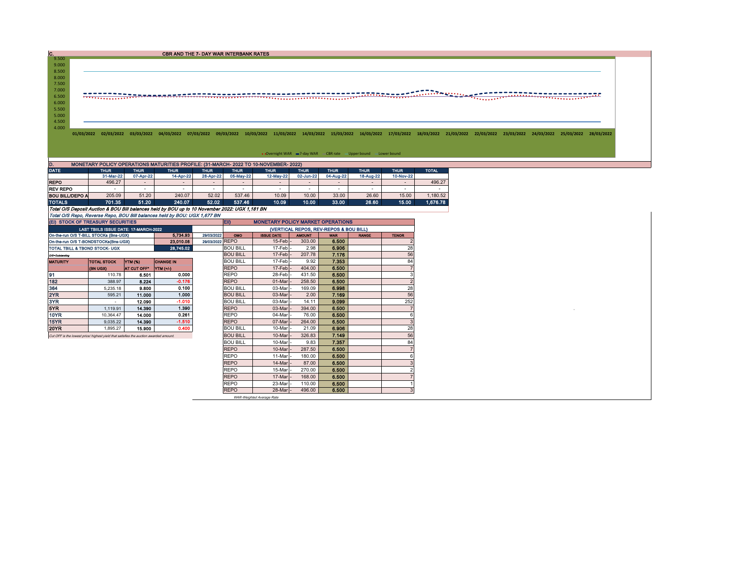## C. CBR AND THE 7- DAY WAR INTERBANK RATES

9.500
9.000
8.500
8.000
7.500
7.000
6.500
6.000
5.500
5.000
4.500
4.000

01/03/2022 02/03/2022 03/03/2022 04/03/2022 07/03/2022 09/03/2022 10/03/2022 11/03/2022 14/03/2022 15/03/2022 16/03/2022 17/03/2022 18/03/2022 21/03/2022 22/03/2022 23/03/2022 24/03/2022 25/03/2022 28/03/2022

Overnight WAR 7-day WAR CBR rate Upper bound Lower bound

## D. MONETARY POLICY OPERATIONS MATURITIES PROFILE: (31-MARCH- 2022 TO 10-NOVEMBER- 2022)

| DATE | THUR | THUR | THUR | THUR | THUR | THUR | THUR | THUR | THUR | THUR | TOTAL |
|---|---|---|---|---|---|---|---|---|---|---|---|
| | 31-Mar-22 | 07-Apr-22 | 14-Apr-22 | 28-Apr-22 | 05-May-22 | 12-May-22 | 02-Jun-22 | 04-Aug-22 | 18-Aug-22 | 10-Nov-22 | |
| REPO | 496.27 | - | - | - | - | - | - | - | - | - | 496.27 |
| REV REPO | - | - | - | - | - | - | - | - | - | - | - |
| BOU BILL/DEPO A | 205.09 | 51.20 | 240.07 | 52.02 | 537.46 | 10.09 | 10.00 | 33.00 | 26.60 | 15.00 | 1,180.52 |
| TOTALS | 701.35 | 51.20 | 240.07 | 52.02 | 537.46 | 10.09 | 10.00 | 33.00 | 26.60 | 15.00 | 1,676.78 |

*Total O/S Deposit Auction & BOU Bill balances held by BOU up to 10 November 2022: UGX 1,181 BN*

*Total O/S Repo, Reverse Repo, BOU Bill balances held by BOU: UGX 1,677 BN*

## (EI) STOCK OF TREASURY SECURITIES

| LAST TBIILS ISSUE DATE: 17-MARCH-2022 | | |
|---|---|---|
| On-the-run O/S T-BILL STOCKs (Bns-UGX) | 5,734.93 | 29/03/2022 |
| On-the-run O/S T-BONDSTOCKs(Bns-UGX) | 23,010.08 | 29/03/2022 |
| TOTAL TBILL & TBOND STOCK- UGX | 28,745.02 | |

O/S=Outstanding

| MATURITY | TOTAL STOCK (BN UGX) | YTM (%) AT CUT OFF* | CHANGE IN YTM (+/-) |
|---|---|---|---|
| 91 | 110.78 | 6.501 | 0.000 |
| 182 | 388.97 | 8.224 | -0.176 |
| 364 | 5,235.18 | 9.800 | 0.100 |
| 2YR | 595.21 | 11.000 | 1.000 |
| 3YR | - | 12.090 | -1.010 |
| 5YR | 1,119.91 | 14.390 | 1.390 |
| 10YR | 10,364.47 | 14.000 | 0.261 |
| 15YR | 9,035.22 | 14.390 | -1.510 |
| 20YR | 1,895.27 | 15.900 | 0.400 |

*Cut OFF is the lowest price/ highest yield that satisfies the auction awarded amount.*

## EII) MONETARY POLICY MARKET OPERATIONS

(VERTICAL REPOS, REV-REPOS & BOU BILL)

| OMO | ISSUE DATE | AMOUNT | WAR | RANGE | TENOR |
|---|---|---|---|---|---|
| REPO | 15-Feb | 303.00 | 6.500 | | 2 |
| BOU BILL | 17-Feb | 2.98 | 6.906 | | 28 |
| BOU BILL | 17-Feb | 207.78 | 7.176 | | 56 |
| BOU BILL | 17-Feb | 9.92 | 7.353 | | 84 |
| REPO | 17-Feb | 404.00 | 6.500 | | 7 |
| REPO | 28-Feb | 431.50 | 6.500 | | 3 |
| REPO | 01-Mar | 258.50 | 6.500 | | 2 |
| BOU BILL | 03-Mar | 169.09 | 6.998 | | 28 |
| BOU BILL | 03-Mar | 2.00 | 7.169 | | 56 |
| BOU BILL | 03-Mar | 14.11 | 9.099 | | 252 |
| REPO | 03-Mar | 394.00 | 6.500 | | 7 |
| REPO | 04-Mar | 76.00 | 6.500 | | 6 |
| REPO | 07-Mar | 264.00 | 6.500 | | 3 |
| BOU BILL | 10-Mar | 21.09 | 6.906 | | 28 |
| BOU BILL | 10-Mar | 326.83 | 7.149 | | 56 |
| BOU BILL | 10-Mar | 9.83 | 7.357 | | 84 |
| REPO | 10-Mar | 287.50 | 6.500 | | 7 |
| REPO | 11-Mar | 180.00 | 6.500 | | 6 |
| REPO | 14-Mar | 87.00 | 6.500 | | 3 |
| REPO | 15-Mar | 270.00 | 6.500 | | 2 |
| REPO | 17-Mar | 168.00 | 6.500 | | 7 |
| REPO | 23-Mar | 110.00 | 6.500 | | 1 |
| REPO | 28-Mar | 496.00 | 6.500 | | 3 |

*WAR-Weighted Average Rate*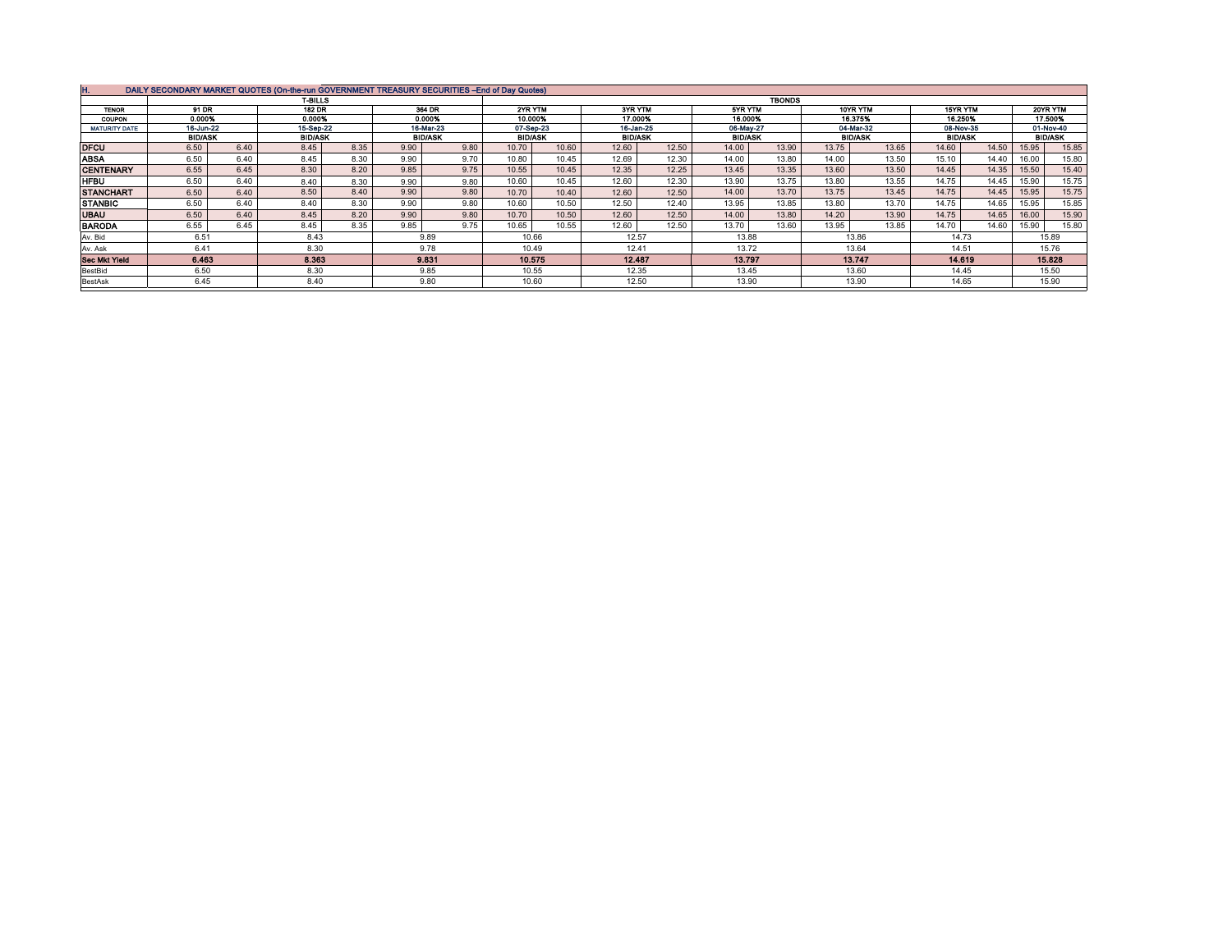| H. | DAILY SECONDARY MARKET QUOTES (On-the-run GOVERNMENT TREASURY SECURITIES –End of Day Quotes) | | | | | | | | | | | | | | | | | |
|---|---|---|---|---|---|---|---|---|---|---|---|---|---|---|---|---|---|---|
| | T-BILLS | | | | | | TBONDS | | | | | | | | | | | |
| TENOR | 91 DR | | 182 DR | | 364 DR | | 2YR YTM | | 3YR YTM | | 5YR YTM | | 10YR YTM | | 15YR YTM | | 20YR YTM | |
| COUPON | 0.000% | | 0.000% | | 0.000% | | 10.000% | | 17.000% | | 16.000% | | 16.375% | | 16.250% | | 17.500% | |
| MATURITY DATE | 16-Jun-22 | | 15-Sep-22 | | 16-Mar-23 | | 07-Sep-23 | | 16-Jan-25 | | 06-May-27 | | 04-Mar-32 | | 08-Nov-35 | | 01-Nov-40 | |
| | BID/ASK | | BID/ASK | | BID/ASK | | BID/ASK | | BID/ASK | | BID/ASK | | BID/ASK | | BID/ASK | | BID/ASK | |
| DFCU | 6.50 | 6.40 | 8.45 | 8.35 | 9.90 | 9.80 | 10.70 | 10.60 | 12.60 | 12.50 | 14.00 | 13.90 | 13.75 | 13.65 | 14.60 | 14.50 | 15.95 | 15.85 |
| ABSA | 6.50 | 6.40 | 8.45 | 8.30 | 9.90 | 9.70 | 10.80 | 10.45 | 12.69 | 12.30 | 14.00 | 13.80 | 14.00 | 13.50 | 15.10 | 14.40 | 16.00 | 15.80 |
| CENTENARY | 6.55 | 6.45 | 8.30 | 8.20 | 9.85 | 9.75 | 10.55 | 10.45 | 12.35 | 12.25 | 13.45 | 13.35 | 13.60 | 13.50 | 14.45 | 14.35 | 15.50 | 15.40 |
| HFBU | 6.50 | 6.40 | 8.40 | 8.30 | 9.90 | 9.80 | 10.60 | 10.45 | 12.60 | 12.30 | 13.90 | 13.75 | 13.80 | 13.55 | 14.75 | 14.45 | 15.90 | 15.75 |
| STANCHART | 6.50 | 6.40 | 8.50 | 8.40 | 9.90 | 9.80 | 10.70 | 10.40 | 12.60 | 12.50 | 14.00 | 13.70 | 13.75 | 13.45 | 14.75 | 14.45 | 15.95 | 15.75 |
| STANBIC | 6.50 | 6.40 | 8.40 | 8.30 | 9.90 | 9.80 | 10.60 | 10.50 | 12.50 | 12.40 | 13.95 | 13.85 | 13.80 | 13.70 | 14.75 | 14.65 | 15.95 | 15.85 |
| UBAU | 6.50 | 6.40 | 8.45 | 8.20 | 9.90 | 9.80 | 10.70 | 10.50 | 12.60 | 12.50 | 14.00 | 13.80 | 14.20 | 13.90 | 14.75 | 14.65 | 16.00 | 15.90 |
| BARODA | 6.55 | 6.45 | 8.45 | 8.35 | 9.85 | 9.75 | 10.65 | 10.55 | 12.60 | 12.50 | 13.70 | 13.60 | 13.95 | 13.85 | 14.70 | 14.60 | 15.90 | 15.80 |
| Av. Bid | 6.51 | | 8.43 | | 9.89 | | 10.66 | | 12.57 | | 13.88 | | 13.86 | | 14.73 | | 15.89 | |
| Av. Ask | 6.41 | | 8.30 | | 9.78 | | 10.49 | | 12.41 | | 13.72 | | 13.64 | | 14.51 | | 15.76 | |
| Sec Mkt Yield | 6.463 | | 8.363 | | 9.831 | | 10.575 | | 12.487 | | 13.797 | | 13.747 | | 14.619 | | 15.828 | |
| BestBid | 6.50 | | 8.30 | | 9.85 | | 10.55 | | 12.35 | | 13.45 | | 13.60 | | 14.45 | | 15.50 | |
| BestAsk | 6.45 | | 8.40 | | 9.80 | | 10.60 | | 12.50 | | 13.90 | | 13.90 | | 14.65 | | 15.90 | |